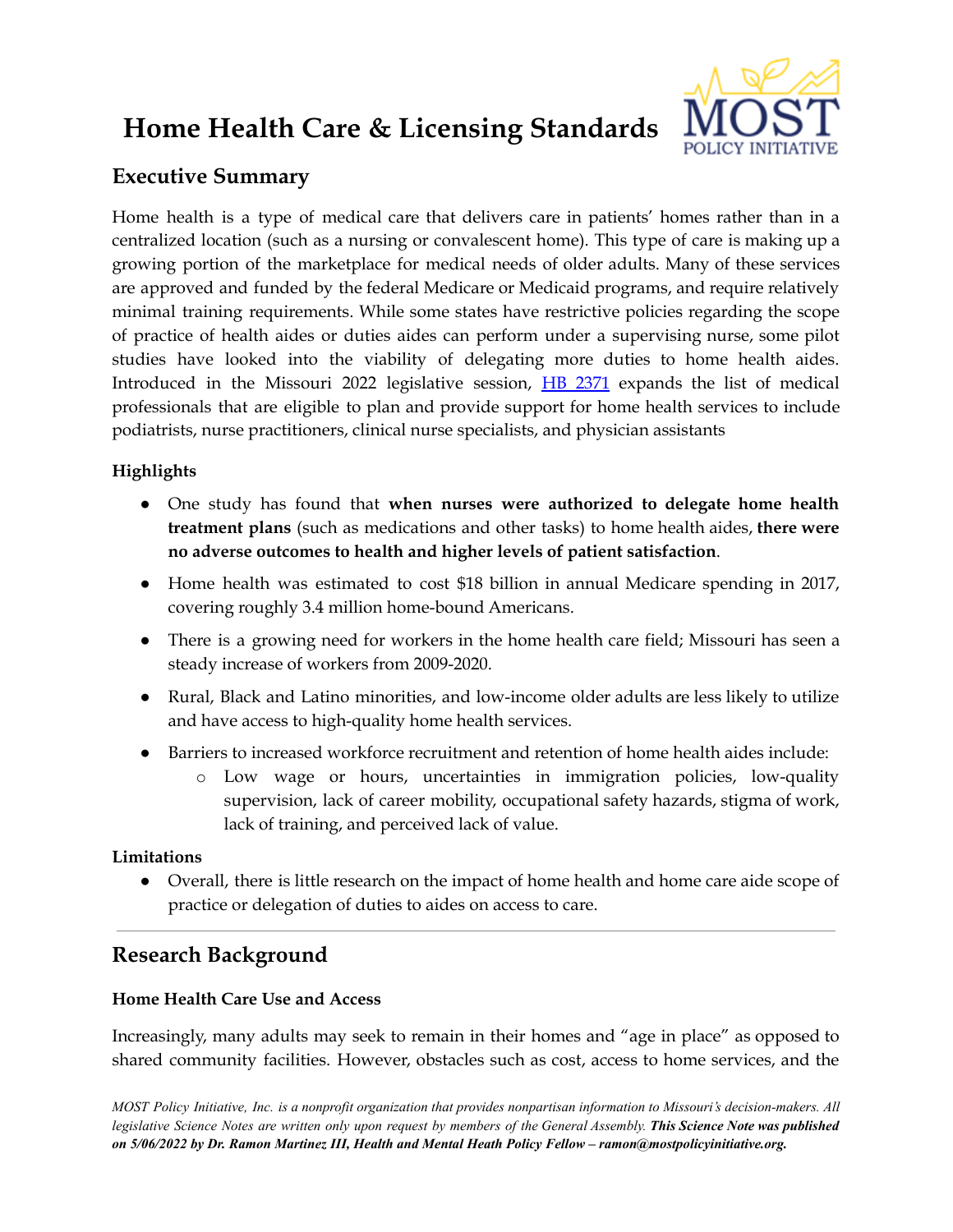# Home Health Care & Licensing Standards

## Executive Summary

Home health is a type of medical care that delivers care in patients' homes rather than in a centralized location (such as a nursing or convalescent home). This type of care is making up a growing portion of the marketplace for medical needs of older adults. Many of these services are approved and funded by the federal Medicare or Medicaid programs, and require relatively minimal training requirements. While some states have restrictive policies regarding the scope of practice of health aides or duties aides can perform under a supervising nurse, some pilot studies have looked into the viability of delegating more duties to home health aides. Introduced in the Missouri 2022 legislative session, [HB 2371](#) expands the list of medical professionals that are eligible to plan and provide support for home health services to include podiatrists, nurse practitioners, clinical nurse specialists, and physician assistants

**Highlights**

- One study has found that **when nurses were authorized to delegate home health treatment plans** (such as medications and other tasks) to home health aides, **there were no adverse outcomes to health and higher levels of patient satisfaction**.
- Home health was estimated to cost $18 billion in annual Medicare spending in 2017, covering roughly 3.4 million home-bound Americans.
- There is a growing need for workers in the home health care field; Missouri has seen a steady increase of workers from 2009-2020.
- Rural, Black and Latino minorities, and low-income older adults are less likely to utilize and have access to high-quality home health services.
- Barriers to increased workforce recruitment and retention of home health aides include:
  - Low wage or hours, uncertainties in immigration policies, low-quality supervision, lack of career mobility, occupational safety hazards, stigma of work, lack of training, and perceived lack of value.

**Limitations**

- Overall, there is little research on the impact of home health and home care aide scope of practice or delegation of duties to aides on access to care.

---

## Research Background

### Home Health Care Use and Access

Increasingly, many adults may seek to remain in their homes and "age in place" as opposed to shared community facilities. However, obstacles such as cost, access to home services, and the

*MOST Policy Initiative, Inc. is a nonprofit organization that provides nonpartisan information to Missouri's decision-makers. All legislative Science Notes are written only upon request by members of the General Assembly.* ***This Science Note was published on 5/06/2022 by Dr. Ramon Martinez III, Health and Mental Heath Policy Fellow – ramon@mostpolicyinitiative.org.***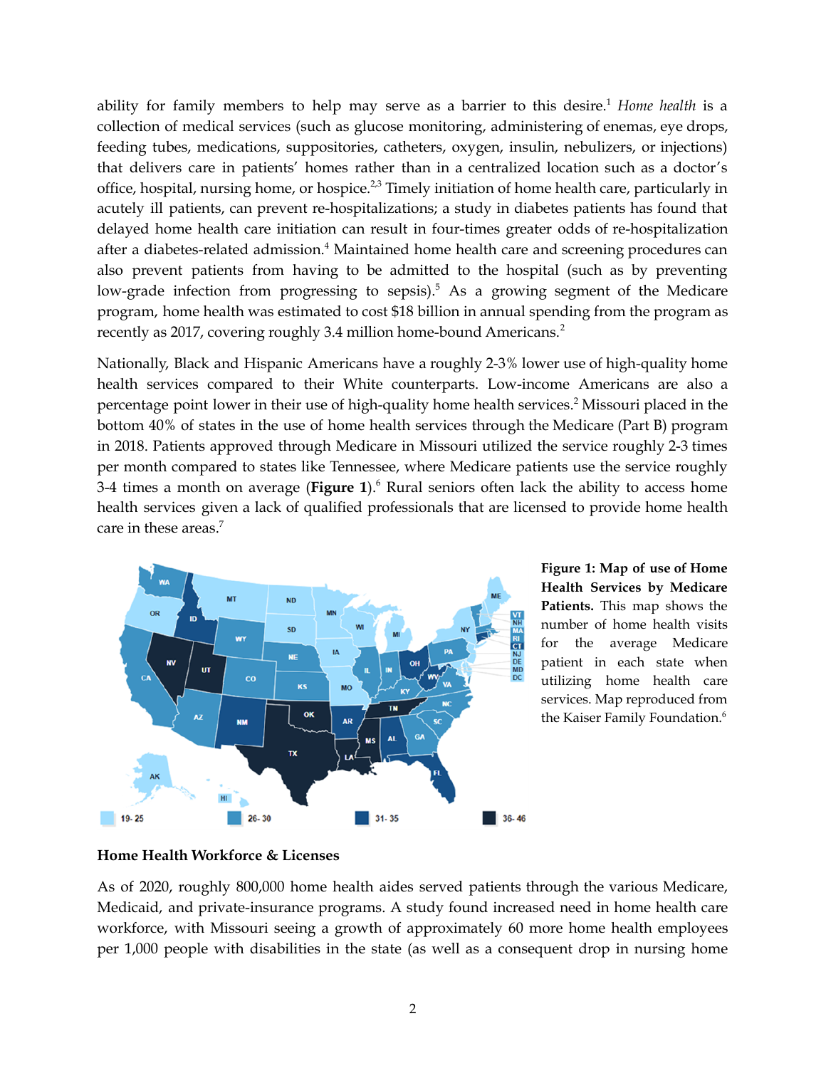ability for family members to help may serve as a barrier to this desire.[1] *Home health* is a collection of medical services (such as glucose monitoring, administering of enemas, eye drops, feeding tubes, medications, suppositories, catheters, oxygen, insulin, nebulizers, or injections) that delivers care in patients' homes rather than in a centralized location such as a doctor's office, hospital, nursing home, or hospice.[2,3] Timely initiation of home health care, particularly in acutely ill patients, can prevent re-hospitalizations; a study in diabetes patients has found that delayed home health care initiation can result in four-times greater odds of re-hospitalization after a diabetes-related admission.[4] Maintained home health care and screening procedures can also prevent patients from having to be admitted to the hospital (such as by preventing low-grade infection from progressing to sepsis).[5] As a growing segment of the Medicare program, home health was estimated to cost $18 billion in annual spending from the program as recently as 2017, covering roughly 3.4 million home-bound Americans.[2]

Nationally, Black and Hispanic Americans have a roughly 2-3% lower use of high-quality home health services compared to their White counterparts. Low-income Americans are also a percentage point lower in their use of high-quality home health services.[2] Missouri placed in the bottom 40% of states in the use of home health services through the Medicare (Part B) program in 2018. Patients approved through Medicare in Missouri utilized the service roughly 2-3 times per month compared to states like Tennessee, where Medicare patients use the service roughly 3-4 times a month on average (**Figure 1**).[6] Rural seniors often lack the ability to access home health services given a lack of qualified professionals that are licensed to provide home health care in these areas.[7]

**Figure 1: Map of use of Home Health Services by Medicare Patients.** This map shows the number of home health visits for the average Medicare patient in each state when utilizing home health care services. Map reproduced from the Kaiser Family Foundation.[6]

### Home Health Workforce & Licenses

As of 2020, roughly 800,000 home health aides served patients through the various Medicare, Medicaid, and private-insurance programs. A study found increased need in home health care workforce, with Missouri seeing a growth of approximately 60 more home health employees per 1,000 people with disabilities in the state (as well as a consequent drop in nursing home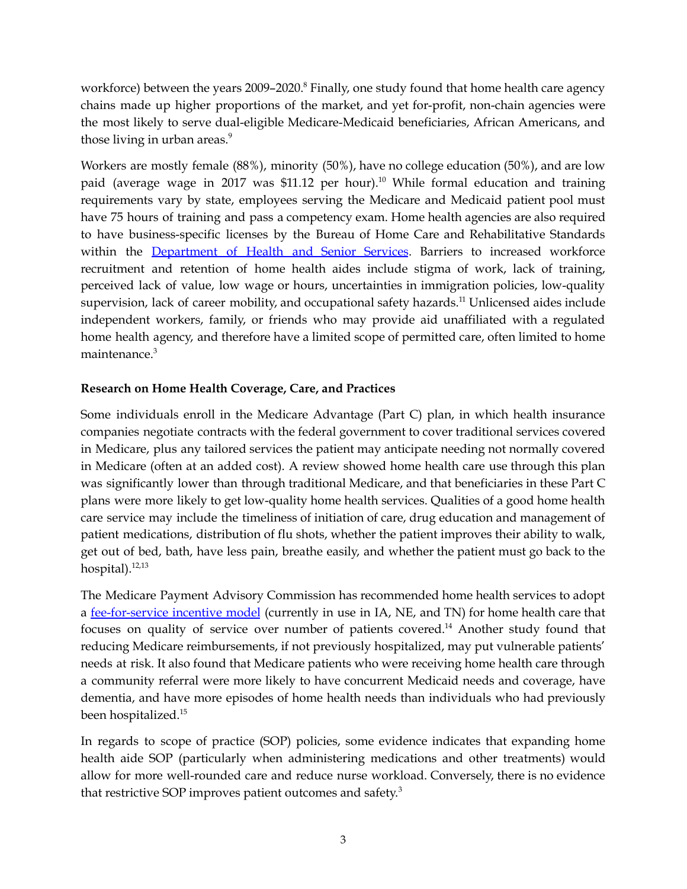workforce) between the years 2009–2020.[8] Finally, one study found that home health care agency chains made up higher proportions of the market, and yet for-profit, non-chain agencies were the most likely to serve dual-eligible Medicare-Medicaid beneficiaries, African Americans, and those living in urban areas.[9]

Workers are mostly female (88%), minority (50%), have no college education (50%), and are low paid (average wage in 2017 was $11.12 per hour).[10] While formal education and training requirements vary by state, employees serving the Medicare and Medicaid patient pool must have 75 hours of training and pass a competency exam. Home health agencies are also required to have business-specific licenses by the Bureau of Home Care and Rehabilitative Standards within the Department of Health and Senior Services. Barriers to increased workforce recruitment and retention of home health aides include stigma of work, lack of training, perceived lack of value, low wage or hours, uncertainties in immigration policies, low-quality supervision, lack of career mobility, and occupational safety hazards.[11] Unlicensed aides include independent workers, family, or friends who may provide aid unaffiliated with a regulated home health agency, and therefore have a limited scope of permitted care, often limited to home maintenance.[3]

**Research on Home Health Coverage, Care, and Practices**

Some individuals enroll in the Medicare Advantage (Part C) plan, in which health insurance companies negotiate contracts with the federal government to cover traditional services covered in Medicare, plus any tailored services the patient may anticipate needing not normally covered in Medicare (often at an added cost). A review showed home health care use through this plan was significantly lower than through traditional Medicare, and that beneficiaries in these Part C plans were more likely to get low-quality home health services. Qualities of a good home health care service may include the timeliness of initiation of care, drug education and management of patient medications, distribution of flu shots, whether the patient improves their ability to walk, get out of bed, bath, have less pain, breathe easily, and whether the patient must go back to the hospital).[12,13]

The Medicare Payment Advisory Commission has recommended home health services to adopt a fee-for-service incentive model (currently in use in IA, NE, and TN) for home health care that focuses on quality of service over number of patients covered.[14] Another study found that reducing Medicare reimbursements, if not previously hospitalized, may put vulnerable patients' needs at risk. It also found that Medicare patients who were receiving home health care through a community referral were more likely to have concurrent Medicaid needs and coverage, have dementia, and have more episodes of home health needs than individuals who had previously been hospitalized.[15]

In regards to scope of practice (SOP) policies, some evidence indicates that expanding home health aide SOP (particularly when administering medications and other treatments) would allow for more well-rounded care and reduce nurse workload. Conversely, there is no evidence that restrictive SOP improves patient outcomes and safety.[3]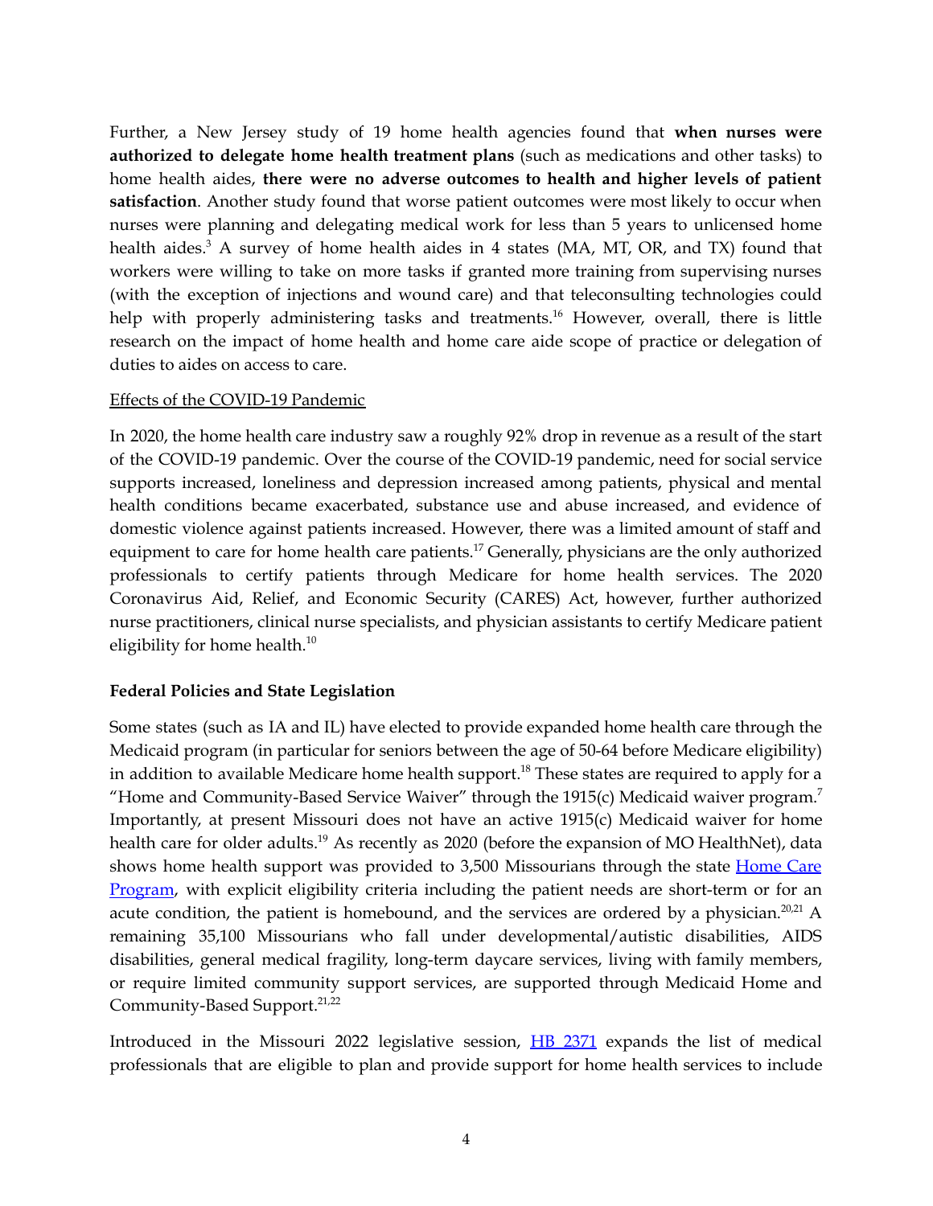Further, a New Jersey study of 19 home health agencies found that **when nurses were authorized to delegate home health treatment plans** (such as medications and other tasks) to home health aides, **there were no adverse outcomes to health and higher levels of patient satisfaction**. Another study found that worse patient outcomes were most likely to occur when nurses were planning and delegating medical work for less than 5 years to unlicensed home health aides.[3] A survey of home health aides in 4 states (MA, MT, OR, and TX) found that workers were willing to take on more tasks if granted more training from supervising nurses (with the exception of injections and wound care) and that teleconsulting technologies could help with properly administering tasks and treatments.[16] However, overall, there is little research on the impact of home health and home care aide scope of practice or delegation of duties to aides on access to care.

<u>Effects of the COVID-19 Pandemic</u>

In 2020, the home health care industry saw a roughly 92% drop in revenue as a result of the start of the COVID-19 pandemic. Over the course of the COVID-19 pandemic, need for social service supports increased, loneliness and depression increased among patients, physical and mental health conditions became exacerbated, substance use and abuse increased, and evidence of domestic violence against patients increased. However, there was a limited amount of staff and equipment to care for home health care patients.[17] Generally, physicians are the only authorized professionals to certify patients through Medicare for home health services. The 2020 Coronavirus Aid, Relief, and Economic Security (CARES) Act, however, further authorized nurse practitioners, clinical nurse specialists, and physician assistants to certify Medicare patient eligibility for home health.[10]

**Federal Policies and State Legislation**

Some states (such as IA and IL) have elected to provide expanded home health care through the Medicaid program (in particular for seniors between the age of 50-64 before Medicare eligibility) in addition to available Medicare home health support.[18] These states are required to apply for a "Home and Community-Based Service Waiver" through the 1915(c) Medicaid waiver program.[7] Importantly, at present Missouri does not have an active 1915(c) Medicaid waiver for home health care for older adults.[19] As recently as 2020 (before the expansion of MO HealthNet), data shows home health support was provided to 3,500 Missourians through the state Home Care Program, with explicit eligibility criteria including the patient needs are short-term or for an acute condition, the patient is homebound, and the services are ordered by a physician.[20,21] A remaining 35,100 Missourians who fall under developmental/autistic disabilities, AIDS disabilities, general medical fragility, long-term daycare services, living with family members, or require limited community support services, are supported through Medicaid Home and Community-Based Support.[21,22]

Introduced in the Missouri 2022 legislative session, HB 2371 expands the list of medical professionals that are eligible to plan and provide support for home health services to include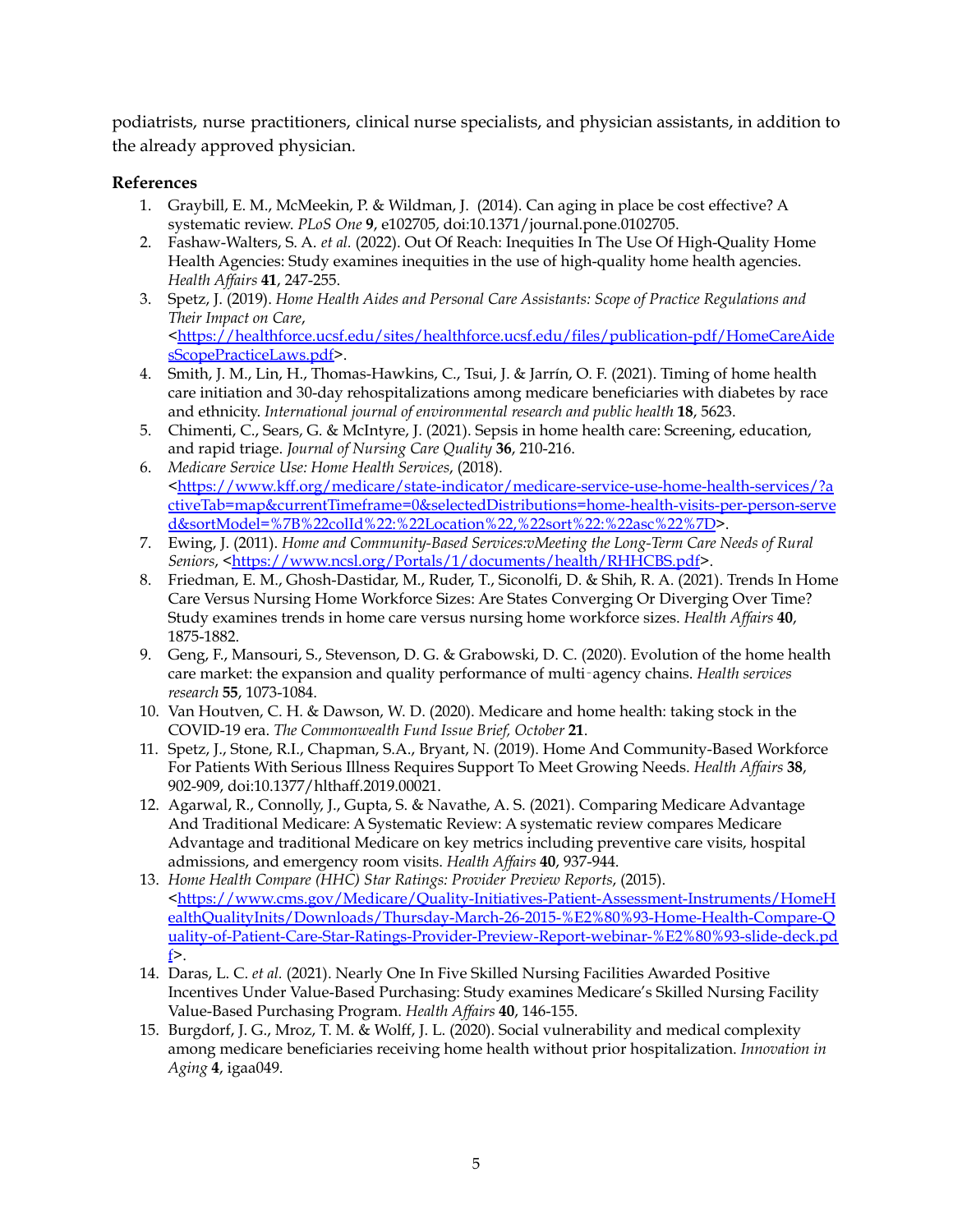podiatrists, nurse practitioners, clinical nurse specialists, and physician assistants, in addition to the already approved physician.

**References**

1. Graybill, E. M., McMeekin, P. & Wildman, J. (2014). Can aging in place be cost effective? A systematic review. *PLoS One* **9**, e102705, doi:10.1371/journal.pone.0102705.
2. Fashaw-Walters, S. A. *et al.* (2022). Out Of Reach: Inequities In The Use Of High-Quality Home Health Agencies: Study examines inequities in the use of high-quality home health agencies. *Health Affairs* **41**, 247-255.
3. Spetz, J. (2019). *Home Health Aides and Personal Care Assistants: Scope of Practice Regulations and Their Impact on Care*, <https://healthforce.ucsf.edu/sites/healthforce.ucsf.edu/files/publication-pdf/HomeCareAidesScopePracticeLaws.pdf>.
4. Smith, J. M., Lin, H., Thomas-Hawkins, C., Tsui, J. & Jarrín, O. F. (2021). Timing of home health care initiation and 30-day rehospitalizations among medicare beneficiaries with diabetes by race and ethnicity. *International journal of environmental research and public health* **18**, 5623.
5. Chimenti, C., Sears, G. & McIntyre, J. (2021). Sepsis in home health care: Screening, education, and rapid triage. *Journal of Nursing Care Quality* **36**, 210-216.
6. *Medicare Service Use: Home Health Services*, (2018). <https://www.kff.org/medicare/state-indicator/medicare-service-use-home-health-services/?activeTab=map&currentTimeframe=0&selectedDistributions=home-health-visits-per-person-served&sortModel=%7B%22colId%22:%22Location%22,%22sort%22:%22asc%22%7D>.
7. Ewing, J. (2011). *Home and Community-Based Services:vMeeting the Long-Term Care Needs of Rural Seniors*, <https://www.ncsl.org/Portals/1/documents/health/RHHCBS.pdf>.
8. Friedman, E. M., Ghosh-Dastidar, M., Ruder, T., Siconolfi, D. & Shih, R. A. (2021). Trends In Home Care Versus Nursing Home Workforce Sizes: Are States Converging Or Diverging Over Time? Study examines trends in home care versus nursing home workforce sizes. *Health Affairs* **40**, 1875-1882.
9. Geng, F., Mansouri, S., Stevenson, D. G. & Grabowski, D. C. (2020). Evolution of the home health care market: the expansion and quality performance of multi‐agency chains. *Health services research* **55**, 1073-1084.
10. Van Houtven, C. H. & Dawson, W. D. (2020). Medicare and home health: taking stock in the COVID-19 era. *The Commonwealth Fund Issue Brief, October* **21**.
11. Spetz, J., Stone, R.I., Chapman, S.A., Bryant, N. (2019). Home And Community-Based Workforce For Patients With Serious Illness Requires Support To Meet Growing Needs. *Health Affairs* **38**, 902-909, doi:10.1377/hlthaff.2019.00021.
12. Agarwal, R., Connolly, J., Gupta, S. & Navathe, A. S. (2021). Comparing Medicare Advantage And Traditional Medicare: A Systematic Review: A systematic review compares Medicare Advantage and traditional Medicare on key metrics including preventive care visits, hospital admissions, and emergency room visits. *Health Affairs* **40**, 937-944.
13. *Home Health Compare (HHC) Star Ratings: Provider Preview Reports*, (2015). <https://www.cms.gov/Medicare/Quality-Initiatives-Patient-Assessment-Instruments/HomeHealthQualityInits/Downloads/Thursday-March-26-2015-%E2%80%93-Home-Health-Compare-Quality-of-Patient-Care-Star-Ratings-Provider-Preview-Report-webinar-%E2%80%93-slide-deck.pdf>.
14. Daras, L. C. *et al.* (2021). Nearly One In Five Skilled Nursing Facilities Awarded Positive Incentives Under Value-Based Purchasing: Study examines Medicare's Skilled Nursing Facility Value-Based Purchasing Program. *Health Affairs* **40**, 146-155.
15. Burgdorf, J. G., Mroz, T. M. & Wolff, J. L. (2020). Social vulnerability and medical complexity among medicare beneficiaries receiving home health without prior hospitalization. *Innovation in Aging* **4**, igaa049.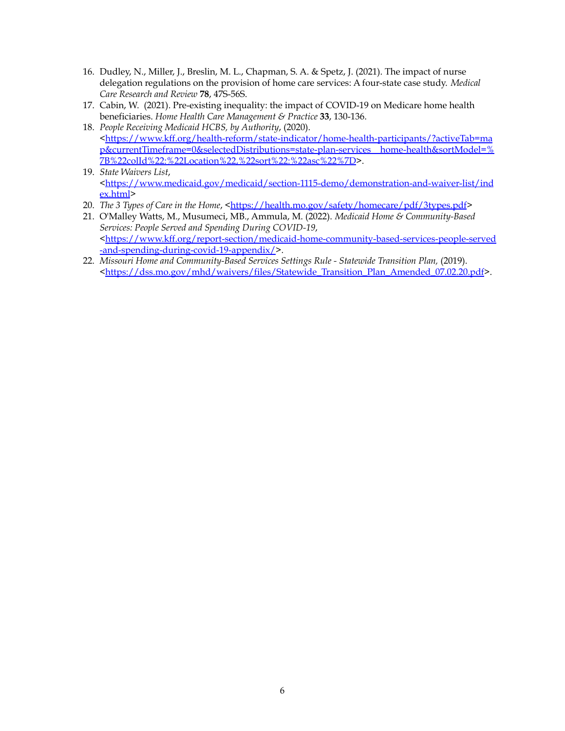16. Dudley, N., Miller, J., Breslin, M. L., Chapman, S. A. & Spetz, J. (2021). The impact of nurse delegation regulations on the provision of home care services: A four-state case study. *Medical Care Research and Review* **78**, 47S-56S.
17. Cabin, W. (2021). Pre-existing inequality: the impact of COVID-19 on Medicare home health beneficiaries. *Home Health Care Management & Practice* **33**, 130-136.
18. *People Receiving Medicaid HCBS, by Authority*, (2020). <https://www.kff.org/health-reform/state-indicator/home-health-participants/?activeTab=map&currentTimeframe=0&selectedDistributions=state-plan-services__home-health&sortModel=%7B%22colId%22:%22Location%22,%22sort%22:%22asc%22%7D>.
19. *State Waivers List*, <https://www.medicaid.gov/medicaid/section-1115-demo/demonstration-and-waiver-list/index.html>
20. *The 3 Types of Care in the Home*, <https://health.mo.gov/safety/homecare/pdf/3types.pdf>
21. O'Malley Watts, M., Musumeci, MB., Ammula, M. (2022). *Medicaid Home & Community-Based Services: People Served and Spending During COVID-19*, <https://www.kff.org/report-section/medicaid-home-community-based-services-people-served-and-spending-during-covid-19-appendix/>.
22. *Missouri Home and Community-Based Services Settings Rule - Statewide Transition Plan,* (2019). <https://dss.mo.gov/mhd/waivers/files/Statewide_Transition_Plan_Amended_07.02.20.pdf>.